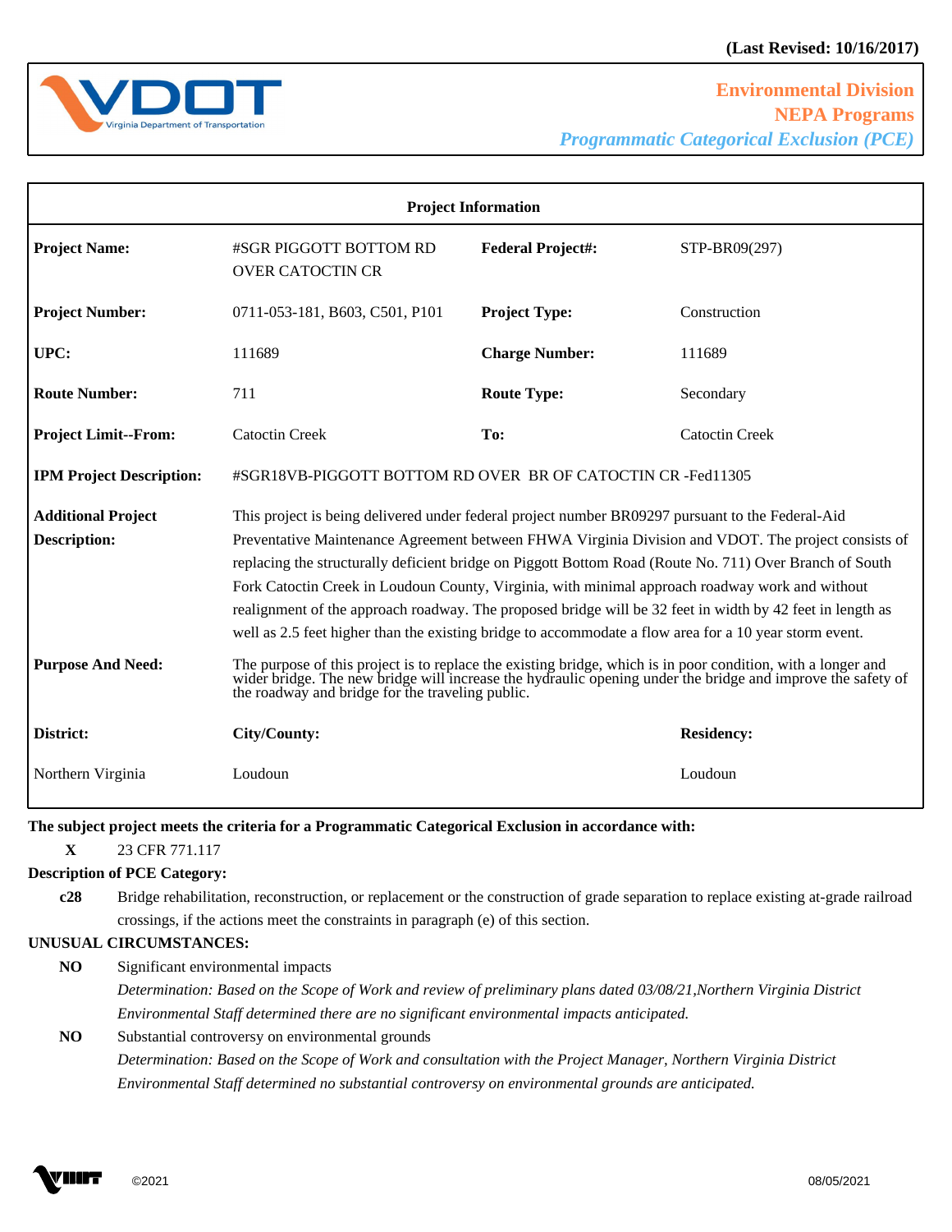(Last Revised: 10/16/2017)

**Environmental Division**
**NEPA Programs**
***Programmatic Categorical Exclusion (PCE)***

| Project Information | | | |
|---|---|---|---|
| **Project Name:** | #SGR PIGGOTT BOTTOM RD OVER CATOCTIN CR | **Federal Project#:** | STP-BR09(297) |
| **Project Number:** | 0711-053-181, B603, C501, P101 | **Project Type:** | Construction |
| **UPC:** | 111689 | **Charge Number:** | 111689 |
| **Route Number:** | 711 | **Route Type:** | Secondary |
| **Project Limit--From:** | Catoctin Creek | **To:** | Catoctin Creek |
| **IPM Project Description:** | #SGR18VB-PIGGOTT BOTTOM RD OVER BR OF CATOCTIN CR -Fed11305 | | |
| **Additional Project Description:** | This project is being delivered under federal project number BR09297 pursuant to the Federal-Aid Preventative Maintenance Agreement between FHWA Virginia Division and VDOT. The project consists of replacing the structurally deficient bridge on Piggott Bottom Road (Route No. 711) Over Branch of South Fork Catoctin Creek in Loudoun County, Virginia, with minimal approach roadway work and without realignment of the approach roadway. The proposed bridge will be 32 feet in width by 42 feet in length as well as 2.5 feet higher than the existing bridge to accommodate a flow area for a 10 year storm event. | | |
| **Purpose And Need:** | The purpose of this project is to replace the existing bridge, which is in poor condition, with a longer and wider bridge. The new bridge will increase the hydraulic opening under the bridge and improve the safety of the roadway and bridge for the traveling public. | | |
| **District:** | **City/County:** | | **Residency:** |
| Northern Virginia | Loudoun | | Loudoun |

**The subject project meets the criteria for a Programmatic Categorical Exclusion in accordance with:**

**X** 23 CFR 771.117

**Description of PCE Category:**

**c28** Bridge rehabilitation, reconstruction, or replacement or the construction of grade separation to replace existing at-grade railroad crossings, if the actions meet the constraints in paragraph (e) of this section.

**UNUSUAL CIRCUMSTANCES:**

**NO** Significant environmental impacts

*Determination: Based on the Scope of Work and review of preliminary plans dated 03/08/21,Northern Virginia District Environmental Staff determined there are no significant environmental impacts anticipated.*

**NO** Substantial controversy on environmental grounds

*Determination: Based on the Scope of Work and consultation with the Project Manager, Northern Virginia District Environmental Staff determined no substantial controversy on environmental grounds are anticipated.*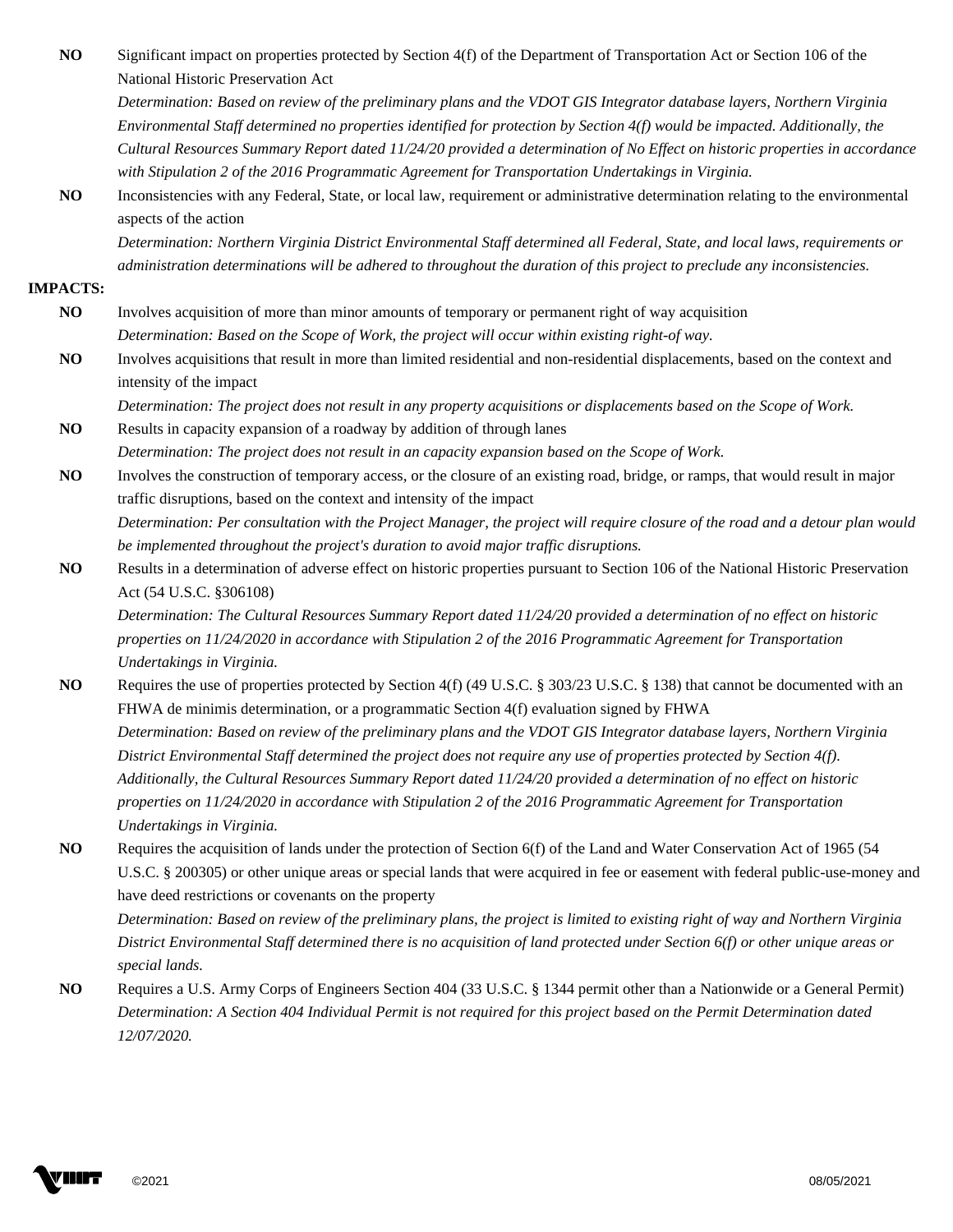**NO** Significant impact on properties protected by Section 4(f) of the Department of Transportation Act or Section 106 of the National Historic Preservation Act

*Determination: Based on review of the preliminary plans and the VDOT GIS Integrator database layers, Northern Virginia Environmental Staff determined no properties identified for protection by Section 4(f) would be impacted. Additionally, the Cultural Resources Summary Report dated 11/24/20 provided a determination of No Effect on historic properties in accordance with Stipulation 2 of the 2016 Programmatic Agreement for Transportation Undertakings in Virginia.*

**NO** Inconsistencies with any Federal, State, or local law, requirement or administrative determination relating to the environmental aspects of the action

*Determination: Northern Virginia District Environmental Staff determined all Federal, State, and local laws, requirements or administration determinations will be adhered to throughout the duration of this project to preclude any inconsistencies.*

**IMPACTS:**

**NO** Involves acquisition of more than minor amounts of temporary or permanent right of way acquisition

*Determination: Based on the Scope of Work, the project will occur within existing right-of-way.*

**NO** Involves acquisitions that result in more than limited residential and non-residential displacements, based on the context and intensity of the impact

*Determination: The project does not result in any property acquisitions or displacements based on the Scope of Work.*

**NO** Results in capacity expansion of a roadway by addition of through lanes

*Determination: The project does not result in an capacity expansion based on the Scope of Work.*

**NO** Involves the construction of temporary access, or the closure of an existing road, bridge, or ramps, that would result in major traffic disruptions, based on the context and intensity of the impact

*Determination: Per consultation with the Project Manager, the project will require closure of the road and a detour plan would be implemented throughout the project's duration to avoid major traffic disruptions.*

**NO** Results in a determination of adverse effect on historic properties pursuant to Section 106 of the National Historic Preservation Act (54 U.S.C. §306108)

*Determination: The Cultural Resources Summary Report dated 11/24/20 provided a determination of no effect on historic properties on 11/24/2020 in accordance with Stipulation 2 of the 2016 Programmatic Agreement for Transportation Undertakings in Virginia.*

**NO** Requires the use of properties protected by Section 4(f) (49 U.S.C. § 303/23 U.S.C. § 138) that cannot be documented with an FHWA de minimis determination, or a programmatic Section 4(f) evaluation signed by FHWA

*Determination: Based on review of the preliminary plans and the VDOT GIS Integrator database layers, Northern Virginia District Environmental Staff determined the project does not require any use of properties protected by Section 4(f). Additionally, the Cultural Resources Summary Report dated 11/24/20 provided a determination of no effect on historic properties on 11/24/2020 in accordance with Stipulation 2 of the 2016 Programmatic Agreement for Transportation Undertakings in Virginia.*

**NO** Requires the acquisition of lands under the protection of Section 6(f) of the Land and Water Conservation Act of 1965 (54 U.S.C. § 200305) or other unique areas or special lands that were acquired in fee or easement with federal public-use-money and have deed restrictions or covenants on the property

*Determination: Based on review of the preliminary plans, the project is limited to existing right of way and Northern Virginia District Environmental Staff determined there is no acquisition of land protected under Section 6(f) or other unique areas or special lands.*

**NO** Requires a U.S. Army Corps of Engineers Section 404 (33 U.S.C. § 1344 permit other than a Nationwide or a General Permit)

*Determination: A Section 404 Individual Permit is not required for this project based on the Permit Determination dated 12/07/2020.*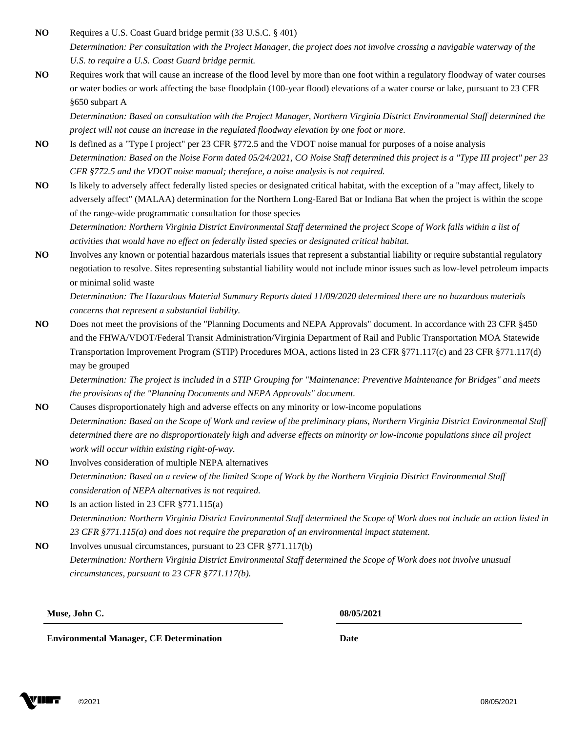**NO** Requires a U.S. Coast Guard bridge permit (33 U.S.C. § 401)

*Determination: Per consultation with the Project Manager, the project does not involve crossing a navigable waterway of the U.S. to require a U.S. Coast Guard bridge permit.*

**NO** Requires work that will cause an increase of the flood level by more than one foot within a regulatory floodway of water courses or water bodies or work affecting the base floodplain (100-year flood) elevations of a water course or lake, pursuant to 23 CFR §650 subpart A

*Determination: Based on consultation with the Project Manager, Northern Virginia District Environmental Staff determined the project will not cause an increase in the regulated floodway elevation by one foot or more.*

**NO** Is defined as a "Type I project" per 23 CFR §772.5 and the VDOT noise manual for purposes of a noise analysis

*Determination: Based on the Noise Form dated 05/24/2021, CO Noise Staff determined this project is a "Type III project" per 23 CFR §772.5 and the VDOT noise manual; therefore, a noise analysis is not required.*

**NO** Is likely to adversely affect federally listed species or designated critical habitat, with the exception of a "may affect, likely to adversely affect" (MALAA) determination for the Northern Long-Eared Bat or Indiana Bat when the project is within the scope of the range-wide programmatic consultation for those species

*Determination: Northern Virginia District Environmental Staff determined the project Scope of Work falls within a list of activities that would have no effect on federally listed species or designated critical habitat.*

**NO** Involves any known or potential hazardous materials issues that represent a substantial liability or require substantial regulatory negotiation to resolve. Sites representing substantial liability would not include minor issues such as low-level petroleum impacts or minimal solid waste

*Determination: The Hazardous Material Summary Reports dated 11/09/2020 determined there are no hazardous materials concerns that represent a substantial liability.*

**NO** Does not meet the provisions of the "Planning Documents and NEPA Approvals" document. In accordance with 23 CFR §450 and the FHWA/VDOT/Federal Transit Administration/Virginia Department of Rail and Public Transportation MOA Statewide Transportation Improvement Program (STIP) Procedures MOA, actions listed in 23 CFR §771.117(c) and 23 CFR §771.117(d) may be grouped

*Determination: The project is included in a STIP Grouping for "Maintenance: Preventive Maintenance for Bridges" and meets the provisions of the "Planning Documents and NEPA Approvals" document.*

**NO** Causes disproportionately high and adverse effects on any minority or low-income populations

*Determination: Based on the Scope of Work and review of the preliminary plans, Northern Virginia District Environmental Staff determined there are no disproportionately high and adverse effects on minority or low-income populations since all project work will occur within existing right-of-way.*

**NO** Involves consideration of multiple NEPA alternatives

*Determination: Based on a review of the limited Scope of Work by the Northern Virginia District Environmental Staff consideration of NEPA alternatives is not required.*

**NO** Is an action listed in 23 CFR §771.115(a)

*Determination: Northern Virginia District Environmental Staff determined the Scope of Work does not include an action listed in 23 CFR §771.115(a) and does not require the preparation of an environmental impact statement.*

**NO** Involves unusual circumstances, pursuant to 23 CFR §771.117(b)

*Determination: Northern Virginia District Environmental Staff determined the Scope of Work does not involve unusual circumstances, pursuant to 23 CFR §771.117(b).*

| | |
|---|---|
| **Muse, John C.** | **08/05/2021** |
| **Environmental Manager, CE Determination** | **Date** |

©2021